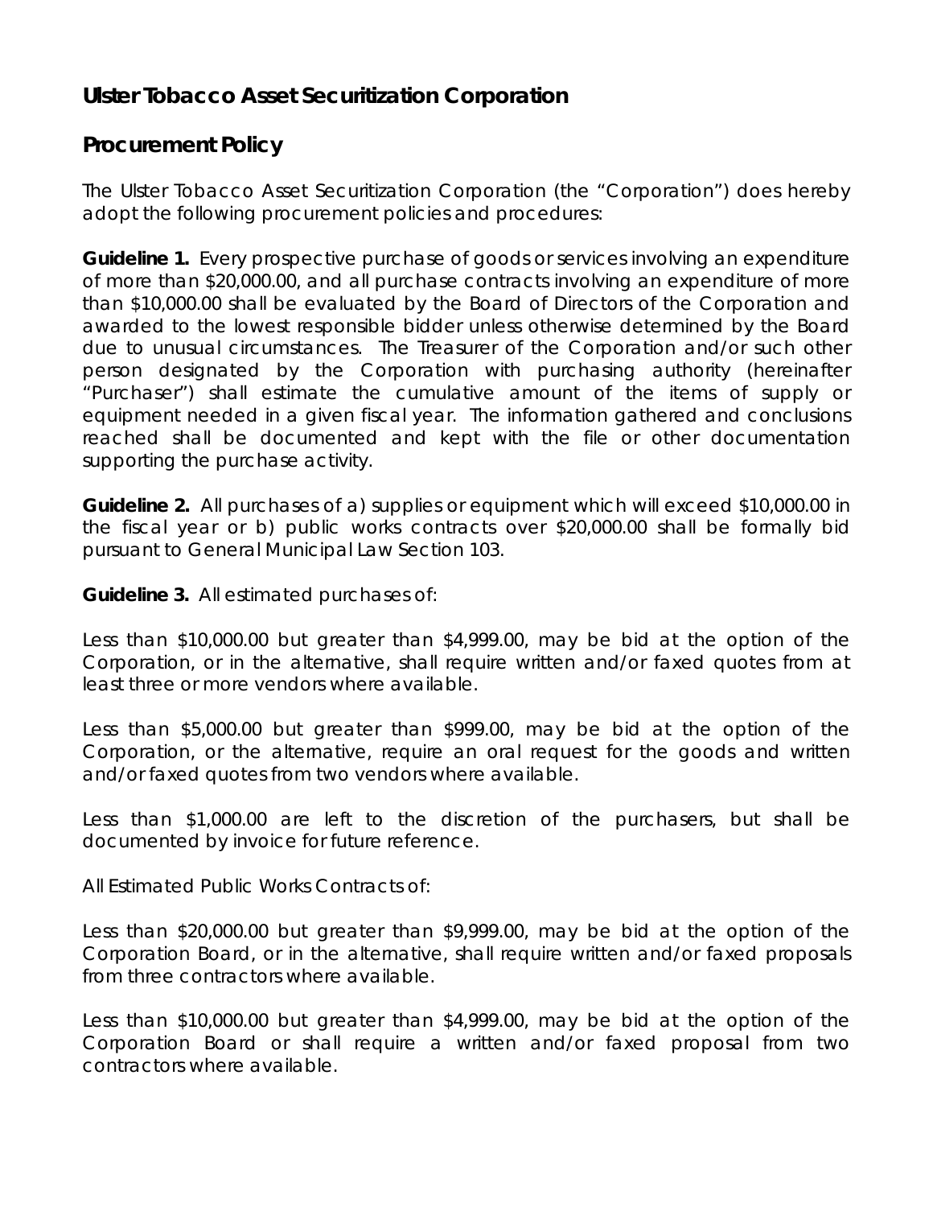## Ulster Tobacco Asset Securitization Corporation

## Procurement Policy

The Ulster Tobacco Asset Securitization Corporation (the "Corporation") does hereby adopt the following procurement policies and procedures:

**Guideline 1.** Every prospective purchase of goods or services involving an expenditure of more than $20,000.00, and all purchase contracts involving an expenditure of more than $10,000.00 shall be evaluated by the Board of Directors of the Corporation and awarded to the lowest responsible bidder unless otherwise determined by the Board due to unusual circumstances. The Treasurer of the Corporation and/or such other person designated by the Corporation with purchasing authority (hereinafter "Purchaser") shall estimate the cumulative amount of the items of supply or equipment needed in a given fiscal year. The information gathered and conclusions reached shall be documented and kept with the file or other documentation supporting the purchase activity.

**Guideline 2.** All purchases of a) supplies or equipment which will exceed $10,000.00 in the fiscal year or b) public works contracts over $20,000.00 shall be formally bid pursuant to General Municipal Law Section 103.

**Guideline 3.** All estimated purchases of:

Less than $10,000.00 but greater than $4,999.00, may be bid at the option of the Corporation, or in the alternative, shall require written and/or faxed quotes from at least three or more vendors where available.

Less than $5,000.00 but greater than $999.00, may be bid at the option of the Corporation, or the alternative, require an oral request for the goods and written and/or faxed quotes from two vendors where available.

Less than $1,000.00 are left to the discretion of the purchasers, but shall be documented by invoice for future reference.

All Estimated Public Works Contracts of:

Less than $20,000.00 but greater than $9,999.00, may be bid at the option of the Corporation Board, or in the alternative, shall require written and/or faxed proposals from three contractors where available.

Less than $10,000.00 but greater than $4,999.00, may be bid at the option of the Corporation Board or shall require a written and/or faxed proposal from two contractors where available.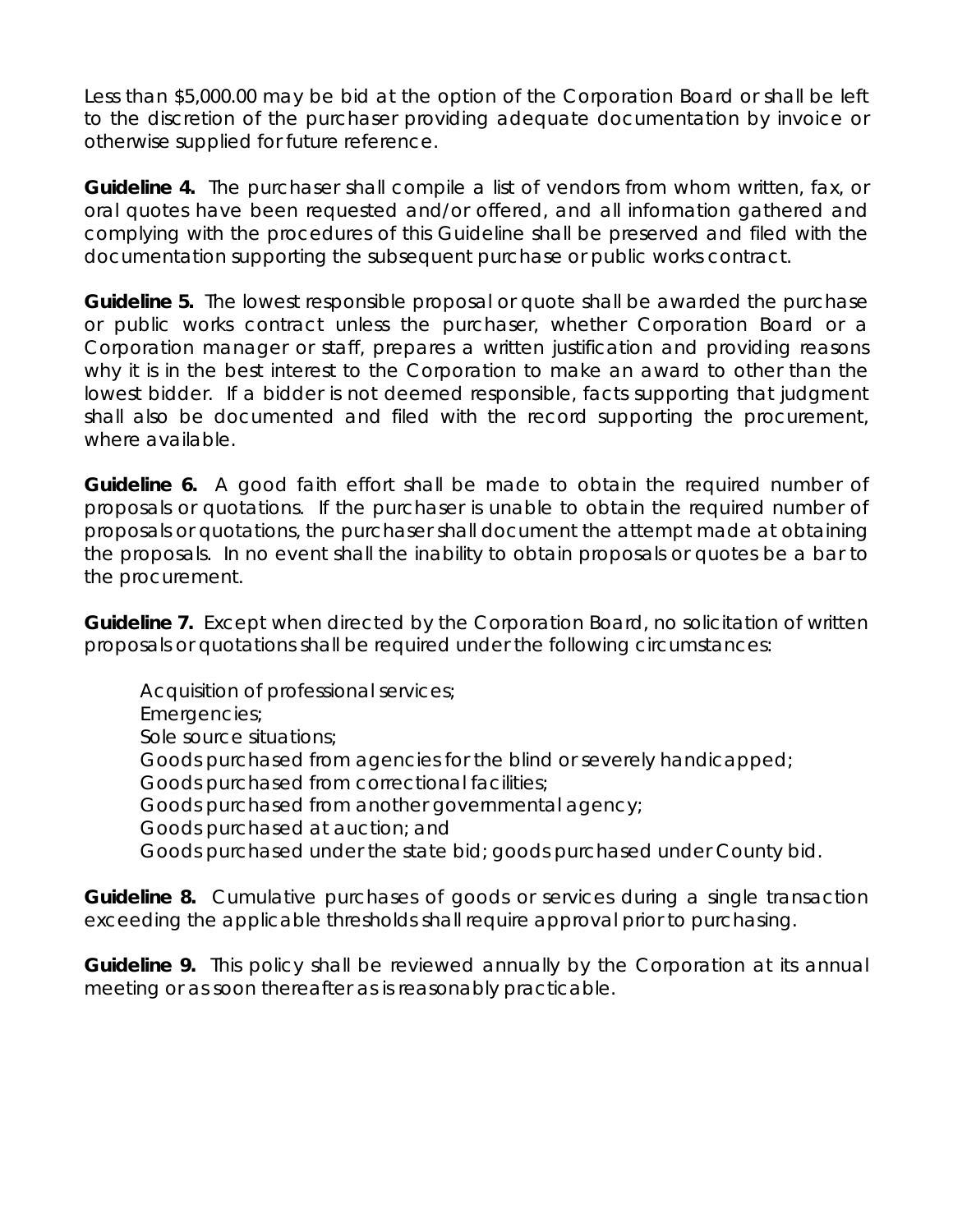Less than $5,000.00 may be bid at the option of the Corporation Board or shall be left to the discretion of the purchaser providing adequate documentation by invoice or otherwise supplied for future reference.

**Guideline 4.** The purchaser shall compile a list of vendors from whom written, fax, or oral quotes have been requested and/or offered, and all information gathered and complying with the procedures of this Guideline shall be preserved and filed with the documentation supporting the subsequent purchase or public works contract.

**Guideline 5.** The lowest responsible proposal or quote shall be awarded the purchase or public works contract unless the purchaser, whether Corporation Board or a Corporation manager or staff, prepares a written justification and providing reasons why it is in the best interest to the Corporation to make an award to other than the lowest bidder. If a bidder is not deemed responsible, facts supporting that judgment shall also be documented and filed with the record supporting the procurement, where available.

**Guideline 6.** A good faith effort shall be made to obtain the required number of proposals or quotations. If the purchaser is unable to obtain the required number of proposals or quotations, the purchaser shall document the attempt made at obtaining the proposals. In no event shall the inability to obtain proposals or quotes be a bar to the procurement.

**Guideline 7.** Except when directed by the Corporation Board, no solicitation of written proposals or quotations shall be required under the following circumstances:

Acquisition of professional services;
Emergencies;
Sole source situations;
Goods purchased from agencies for the blind or severely handicapped;
Goods purchased from correctional facilities;
Goods purchased from another governmental agency;
Goods purchased at auction; and
Goods purchased under the state bid; goods purchased under County bid.

**Guideline 8.** Cumulative purchases of goods or services during a single transaction exceeding the applicable thresholds shall require approval prior to purchasing.

**Guideline 9.** This policy shall be reviewed annually by the Corporation at its annual meeting or as soon thereafter as is reasonably practicable.